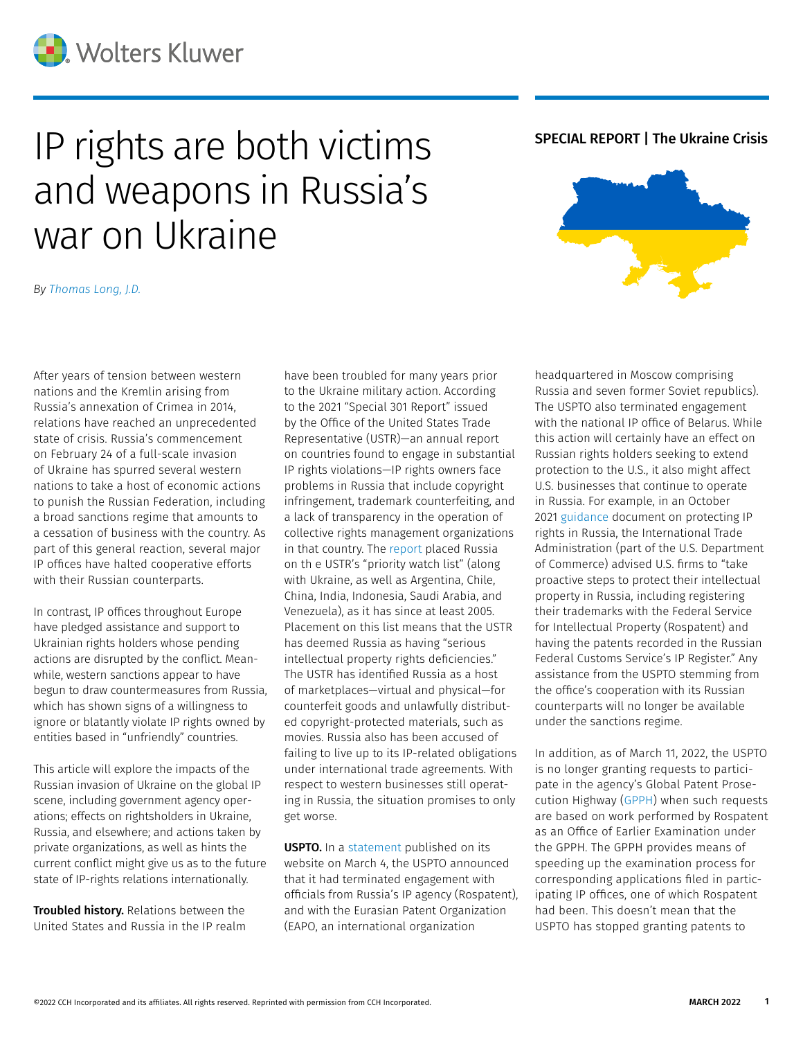# IP rights are both victims and weapons in Russia's war on Ukraine

**SPECIAL REPORT | The Ukraine Crisis**

*By Thomas Long, J.D.*

After years of tension between western nations and the Kremlin arising from Russia's annexation of Crimea in 2014, relations have reached an unprecedented state of crisis. Russia's commencement on February 24 of a full-scale invasion of Ukraine has spurred several western nations to take a host of economic actions to punish the Russian Federation, including a broad sanctions regime that amounts to a cessation of business with the country. As part of this general reaction, several major IP offices have halted cooperative efforts with their Russian counterparts.

In contrast, IP offices throughout Europe have pledged assistance and support to Ukrainian rights holders whose pending actions are disrupted by the conflict. Meanwhile, western sanctions appear to have begun to draw countermeasures from Russia, which has shown signs of a willingness to ignore or blatantly violate IP rights owned by entities based in "unfriendly" countries.

This article will explore the impacts of the Russian invasion of Ukraine on the global IP scene, including government agency operations; effects on rightsholders in Ukraine, Russia, and elsewhere; and actions taken by private organizations, as well as hints the current conflict might give us as to the future state of IP-rights relations internationally.

**Troubled history.** Relations between the United States and Russia in the IP realm have been troubled for many years prior to the Ukraine military action. According to the 2021 "Special 301 Report" issued by the Office of the United States Trade Representative (USTR)—an annual report on countries found to engage in substantial IP rights violations—IP rights owners face problems in Russia that include copyright infringement, trademark counterfeiting, and a lack of transparency in the operation of collective rights management organizations in that country. The report placed Russia on th e USTR's "priority watch list" (along with Ukraine, as well as Argentina, Chile, China, India, Indonesia, Saudi Arabia, and Venezuela), as it has since at least 2005. Placement on this list means that the USTR has deemed Russia as having "serious intellectual property rights deficiencies." The USTR has identified Russia as a host of marketplaces—virtual and physical—for counterfeit goods and unlawfully distributed copyright-protected materials, such as movies. Russia also has been accused of failing to live up to its IP-related obligations under international trade agreements. With respect to western businesses still operating in Russia, the situation promises to only get worse.

**USPTO.** In a statement published on its website on March 4, the USPTO announced that it had terminated engagement with officials from Russia's IP agency (Rospatent), and with the Eurasian Patent Organization (EAPO, an international organization headquartered in Moscow comprising Russia and seven former Soviet republics). The USPTO also terminated engagement with the national IP office of Belarus. While this action will certainly have an effect on Russian rights holders seeking to extend protection to the U.S., it also might affect U.S. businesses that continue to operate in Russia. For example, in an October 2021 guidance document on protecting IP rights in Russia, the International Trade Administration (part of the U.S. Department of Commerce) advised U.S. firms to "take proactive steps to protect their intellectual property in Russia, including registering their trademarks with the Federal Service for Intellectual Property (Rospatent) and having the patents recorded in the Russian Federal Customs Service's IP Register." Any assistance from the USPTO stemming from the office's cooperation with its Russian counterparts will no longer be available under the sanctions regime.

In addition, as of March 11, 2022, the USPTO is no longer granting requests to participate in the agency's Global Patent Prosecution Highway (GPPH) when such requests are based on work performed by Rospatent as an Office of Earlier Examination under the GPPH. The GPPH provides means of speeding up the examination process for corresponding applications filed in participating IP offices, one of which Rospatent had been. This doesn't mean that the USPTO has stopped granting patents to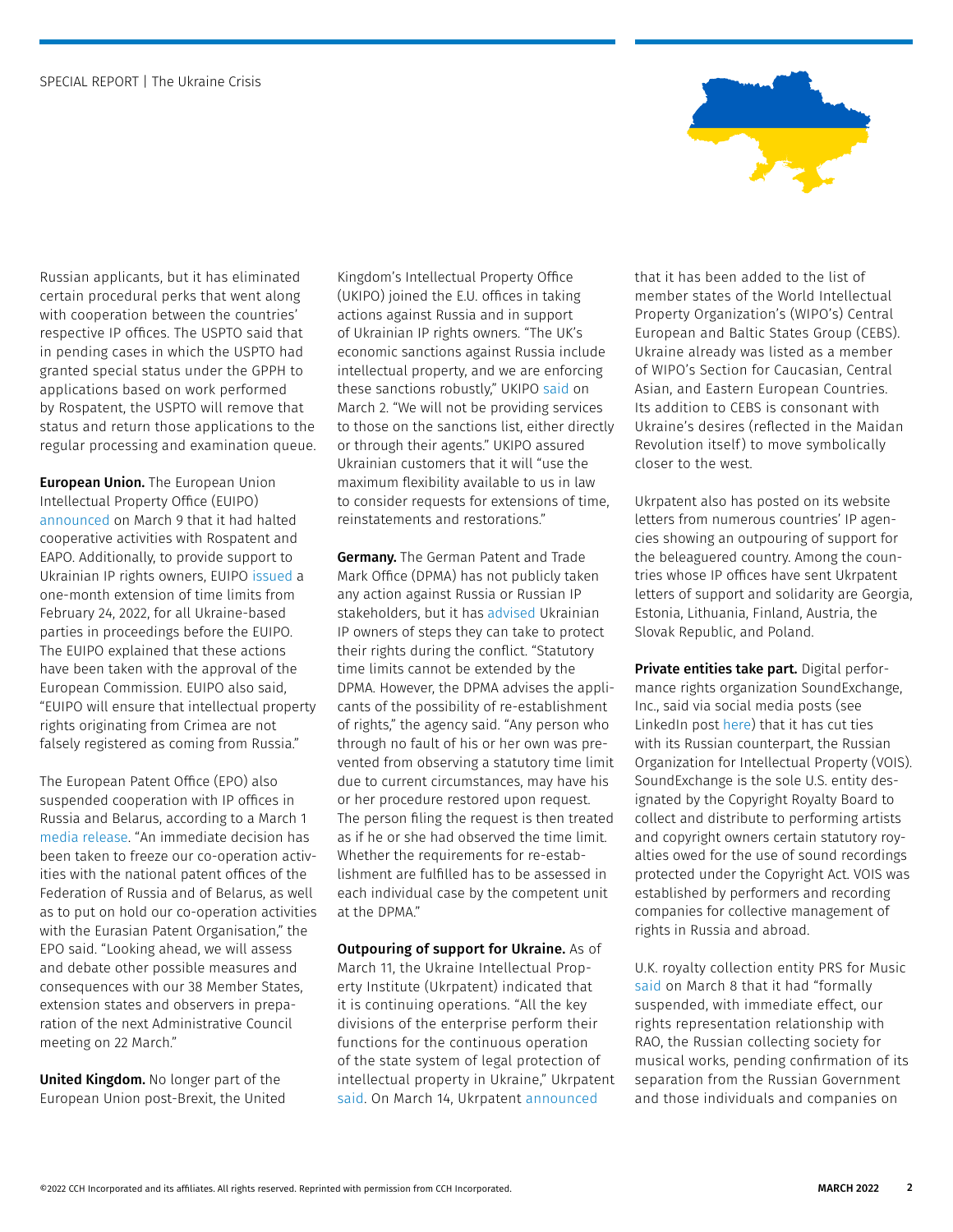Russian applicants, but it has eliminated certain procedural perks that went along with cooperation between the countries' respective IP offices. The USPTO said that in pending cases in which the USPTO had granted special status under the GPPH to applications based on work performed by Rospatent, the USPTO will remove that status and return those applications to the regular processing and examination queue.

**European Union.** The European Union Intellectual Property Office (EUIPO) announced on March 9 that it had halted cooperative activities with Rospatent and EAPO. Additionally, to provide support to Ukrainian IP rights owners, EUIPO issued a one-month extension of time limits from February 24, 2022, for all Ukraine-based parties in proceedings before the EUIPO. The EUIPO explained that these actions have been taken with the approval of the European Commission. EUIPO also said, "EUIPO will ensure that intellectual property rights originating from Crimea are not falsely registered as coming from Russia."

The European Patent Office (EPO) also suspended cooperation with IP offices in Russia and Belarus, according to a March 1 media release. "An immediate decision has been taken to freeze our co-operation activities with the national patent offices of the Federation of Russia and of Belarus, as well as to put on hold our co-operation activities with the Eurasian Patent Organisation," the EPO said. "Looking ahead, we will assess and debate other possible measures and consequences with our 38 Member States, extension states and observers in preparation of the next Administrative Council meeting on 22 March."

**United Kingdom.** No longer part of the European Union post-Brexit, the United Kingdom's Intellectual Property Office (UKIPO) joined the E.U. offices in taking actions against Russia and in support of Ukrainian IP rights owners. "The UK's economic sanctions against Russia include intellectual property, and we are enforcing these sanctions robustly," UKIPO said on March 2. "We will not be providing services to those on the sanctions list, either directly or through their agents." UKIPO assured Ukrainian customers that it will "use the maximum flexibility available to us in law to consider requests for extensions of time, reinstatements and restorations."

**Germany.** The German Patent and Trade Mark Office (DPMA) has not publicly taken any action against Russia or Russian IP stakeholders, but it has advised Ukrainian IP owners of steps they can take to protect their rights during the conflict. "Statutory time limits cannot be extended by the DPMA. However, the DPMA advises the applicants of the possibility of re-establishment of rights," the agency said. "Any person who through no fault of his or her own was prevented from observing a statutory time limit due to current circumstances, may have his or her procedure restored upon request. The person filing the request is then treated as if he or she had observed the time limit. Whether the requirements for re-establishment are fulfilled has to be assessed in each individual case by the competent unit at the DPMA."

**Outpouring of support for Ukraine.** As of March 11, the Ukraine Intellectual Property Institute (Ukrpatent) indicated that it is continuing operations. "All the key divisions of the enterprise perform their functions for the continuous operation of the state system of legal protection of intellectual property in Ukraine," Ukrpatent said. On March 14, Ukrpatent announced that it has been added to the list of member states of the World Intellectual Property Organization's (WIPO's) Central European and Baltic States Group (CEBS). Ukraine already was listed as a member of WIPO's Section for Caucasian, Central Asian, and Eastern European Countries. Its addition to CEBS is consonant with Ukraine's desires (reflected in the Maidan Revolution itself) to move symbolically closer to the west.

Ukrpatent also has posted on its website letters from numerous countries' IP agencies showing an outpouring of support for the beleaguered country. Among the countries whose IP offices have sent Ukrpatent letters of support and solidarity are Georgia, Estonia, Lithuania, Finland, Austria, the Slovak Republic, and Poland.

**Private entities take part.** Digital performance rights organization SoundExchange, Inc., said via social media posts (see LinkedIn post here) that it has cut ties with its Russian counterpart, the Russian Organization for Intellectual Property (VOIS). SoundExchange is the sole U.S. entity designated by the Copyright Royalty Board to collect and distribute to performing artists and copyright owners certain statutory royalties owed for the use of sound recordings protected under the Copyright Act. VOIS was established by performers and recording companies for collective management of rights in Russia and abroad.

U.K. royalty collection entity PRS for Music said on March 8 that it had "formally suspended, with immediate effect, our rights representation relationship with RAO, the Russian collecting society for musical works, pending confirmation of its separation from the Russian Government and those individuals and companies on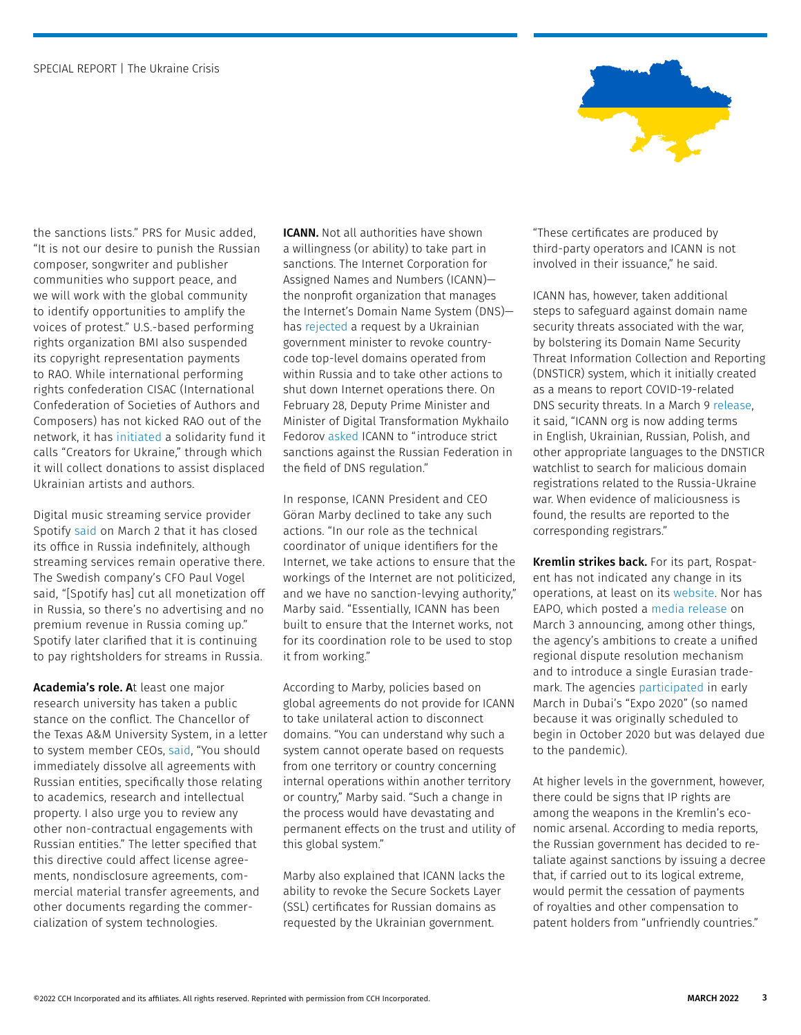the sanctions lists." PRS for Music added, "It is not our desire to punish the Russian composer, songwriter and publisher communities who support peace, and we will work with the global community to identify opportunities to amplify the voices of protest." U.S.-based performing rights organization BMI also suspended its copyright representation payments to RAO. While international performing rights confederation CISAC (International Confederation of Societies of Authors and Composers) has not kicked RAO out of the network, it has initiated a solidarity fund it calls "Creators for Ukraine," through which it will collect donations to assist displaced Ukrainian artists and authors.

Digital music streaming service provider Spotify said on March 2 that it has closed its office in Russia indefinitely, although streaming services remain operative there. The Swedish company's CFO Paul Vogel said, "[Spotify has] cut all monetization off in Russia, so there's no advertising and no premium revenue in Russia coming up." Spotify later clarified that it is continuing to pay rightsholders for streams in Russia.

**Academia's role.** At least one major research university has taken a public stance on the conflict. The Chancellor of the Texas A&M University System, in a letter to system member CEOs, said, "You should immediately dissolve all agreements with Russian entities, specifically those relating to academics, research and intellectual property. I also urge you to review any other non-contractual engagements with Russian entities." The letter specified that this directive could affect license agreements, nondisclosure agreements, commercial material transfer agreements, and other documents regarding the commercialization of system technologies.

**ICANN.** Not all authorities have shown a willingness (or ability) to take part in sanctions. The Internet Corporation for Assigned Names and Numbers (ICANN)—the nonprofit organization that manages the Internet's Domain Name System (DNS)—has rejected a request by a Ukrainian government minister to revoke country-code top-level domains operated from within Russia and to take other actions to shut down Internet operations there. On February 28, Deputy Prime Minister and Minister of Digital Transformation Mykhailo Fedorov asked ICANN to "introduce strict sanctions against the Russian Federation in the field of DNS regulation."

In response, ICANN President and CEO Göran Marby declined to take any such actions. "In our role as the technical coordinator of unique identifiers for the Internet, we take actions to ensure that the workings of the Internet are not politicized, and we have no sanction-levying authority," Marby said. "Essentially, ICANN has been built to ensure that the Internet works, not for its coordination role to be used to stop it from working."

According to Marby, policies based on global agreements do not provide for ICANN to take unilateral action to disconnect domains. "You can understand why such a system cannot operate based on requests from one territory or country concerning internal operations within another territory or country," Marby said. "Such a change in the process would have devastating and permanent effects on the trust and utility of this global system."

Marby also explained that ICANN lacks the ability to revoke the Secure Sockets Layer (SSL) certificates for Russian domains as requested by the Ukrainian government. "These certificates are produced by third-party operators and ICANN is not involved in their issuance," he said.

ICANN has, however, taken additional steps to safeguard against domain name security threats associated with the war, by bolstering its Domain Name Security Threat Information Collection and Reporting (DNSTICR) system, which it initially created as a means to report COVID-19-related DNS security threats. In a March 9 release, it said, "ICANN org is now adding terms in English, Ukrainian, Russian, Polish, and other appropriate languages to the DNSTICR watchlist to search for malicious domain registrations related to the Russia-Ukraine war. When evidence of maliciousness is found, the results are reported to the corresponding registrars."

**Kremlin strikes back.** For its part, Rospatent has not indicated any change in its operations, at least on its website. Nor has EAPO, which posted a media release on March 3 announcing, among other things, the agency's ambitions to create a unified regional dispute resolution mechanism and to introduce a single Eurasian trademark. The agencies participated in early March in Dubai's "Expo 2020" (so named because it was originally scheduled to begin in October 2020 but was delayed due to the pandemic).

At higher levels in the government, however, there could be signs that IP rights are among the weapons in the Kremlin's economic arsenal. According to media reports, the Russian government has decided to retaliate against sanctions by issuing a decree that, if carried out to its logical extreme, would permit the cessation of payments of royalties and other compensation to patent holders from "unfriendly countries."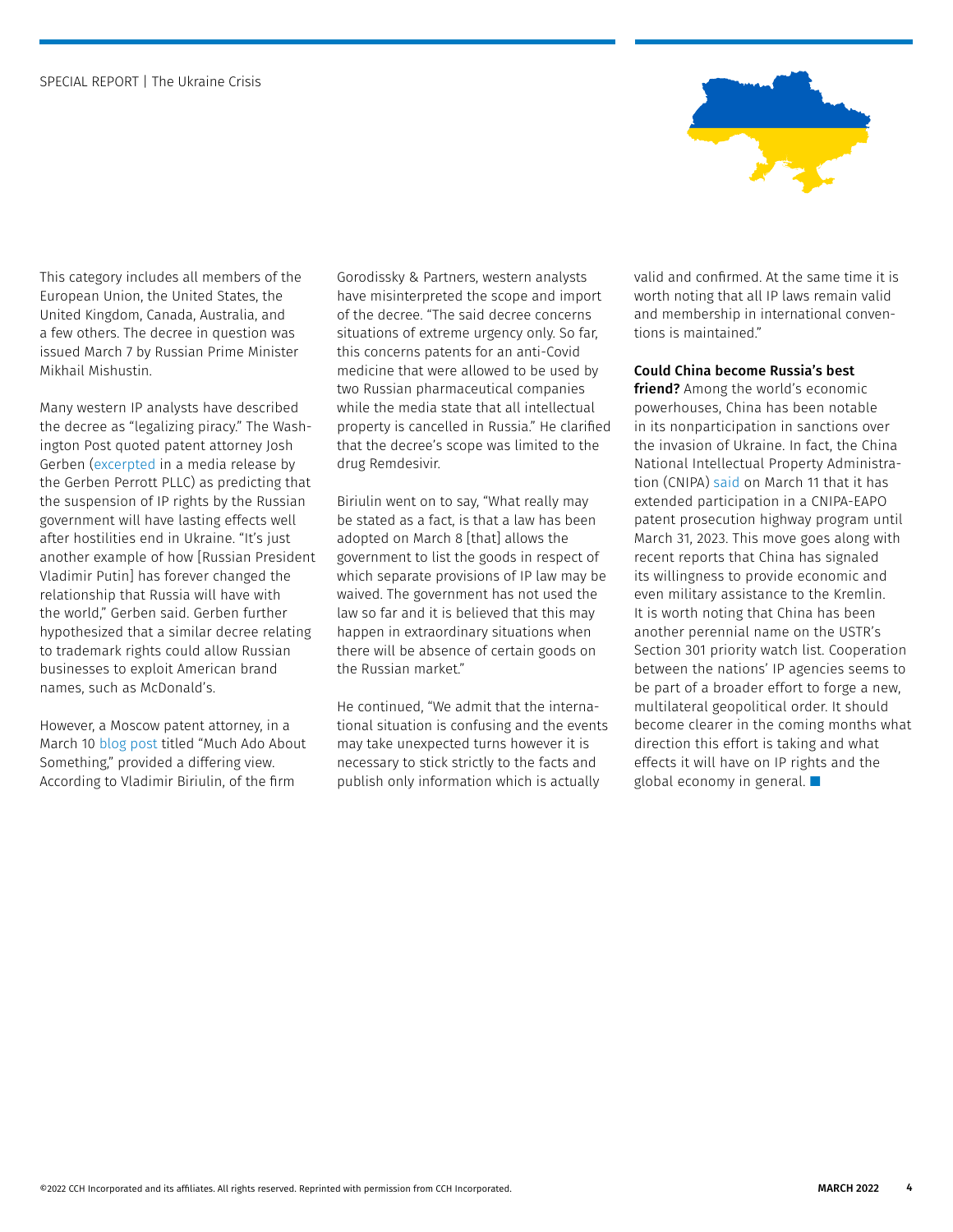This category includes all members of the European Union, the United States, the United Kingdom, Canada, Australia, and a few others. The decree in question was issued March 7 by Russian Prime Minister Mikhail Mishustin.

Many western IP analysts have described the decree as "legalizing piracy." The Washington Post quoted patent attorney Josh Gerben (excerpted in a media release by the Gerben Perrott PLLC) as predicting that the suspension of IP rights by the Russian government will have lasting effects well after hostilities end in Ukraine. "It's just another example of how [Russian President Vladimir Putin] has forever changed the relationship that Russia will have with the world," Gerben said. Gerben further hypothesized that a similar decree relating to trademark rights could allow Russian businesses to exploit American brand names, such as McDonald's.

However, a Moscow patent attorney, in a March 10 blog post titled "Much Ado About Something," provided a differing view. According to Vladimir Biriulin, of the firm Gorodissky & Partners, western analysts have misinterpreted the scope and import of the decree. "The said decree concerns situations of extreme urgency only. So far, this concerns patents for an anti-Covid medicine that were allowed to be used by two Russian pharmaceutical companies while the media state that all intellectual property is cancelled in Russia." He clarified that the decree's scope was limited to the drug Remdesivir.

Biriulin went on to say, "What really may be stated as a fact, is that a law has been adopted on March 8 [that] allows the government to list the goods in respect of which separate provisions of IP law may be waived. The government has not used the law so far and it is believed that this may happen in extraordinary situations when there will be absence of certain goods on the Russian market."

He continued, "We admit that the international situation is confusing and the events may take unexpected turns however it is necessary to stick strictly to the facts and publish only information which is actually valid and confirmed. At the same time it is worth noting that all IP laws remain valid and membership in international conventions is maintained."

**Could China become Russia's best friend?** Among the world's economic powerhouses, China has been notable in its nonparticipation in sanctions over the invasion of Ukraine. In fact, the China National Intellectual Property Administration (CNIPA) said on March 11 that it has extended participation in a CNIPA-EAPO patent prosecution highway program until March 31, 2023. This move goes along with recent reports that China has signaled its willingness to provide economic and even military assistance to the Kremlin. It is worth noting that China has been another perennial name on the USTR's Section 301 priority watch list. Cooperation between the nations' IP agencies seems to be part of a broader effort to forge a new, multilateral geopolitical order. It should become clearer in the coming months what direction this effort is taking and what effects it will have on IP rights and the global economy in general. ■